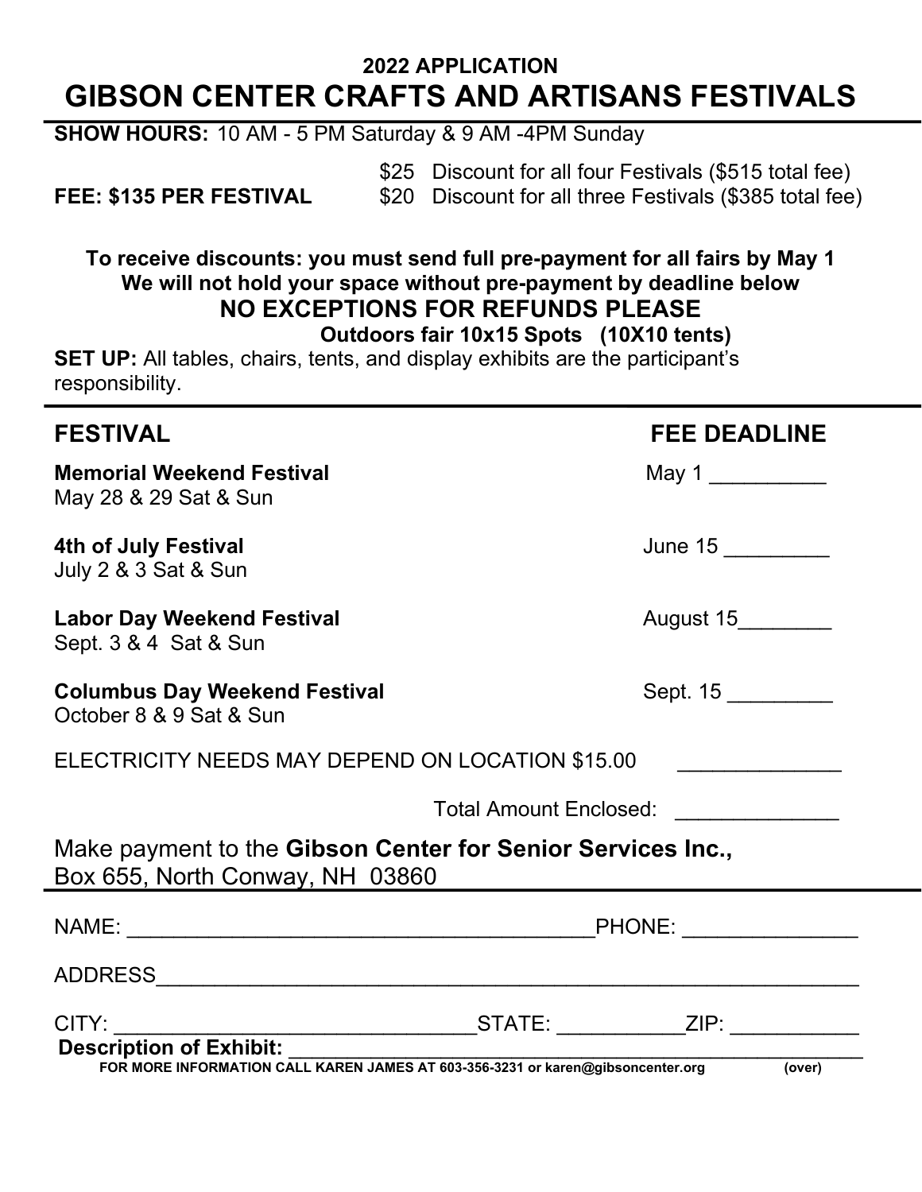**2022 APPLICATION**

# GIBSON CENTER CRAFTS AND ARTISANS FESTIVALS

**SHOW HOURS:** 10 AM - 5 PM Saturday & 9 AM -4PM Sunday

**FEE: $135 PER FESTIVAL**

$25 Discount for all four Festivals ($515 total fee)
$20 Discount for all three Festivals ($385 total fee)

**To receive discounts: you must send full pre-payment for all fairs by May 1**
**We will not hold your space without pre-payment by deadline below**

## NO EXCEPTIONS FOR REFUNDS PLEASE

**Outdoors fair 10x15 Spots (10X10 tents)**

**SET UP:** All tables, chairs, tents, and display exhibits are the participant's responsibility.

| FESTIVAL | FEE DEADLINE |
|---|---|
| **Memorial Weekend Festival**<br>May 28 & 29 Sat & Sun | May 1 __________ |
| **4th of July Festival**<br>July 2 & 3 Sat & Sun | June 15 _________ |
| **Labor Day Weekend Festival**<br>Sept. 3 & 4 Sat & Sun | August 15________ |
| **Columbus Day Weekend Festival**<br>October 8 & 9 Sat & Sun | Sept. 15 _________ |

ELECTRICITY NEEDS MAY DEPEND ON LOCATION $15.00 ______________

Total Amount Enclosed: ______________

Make payment to the **Gibson Center for Senior Services Inc.,**
Box 655, North Conway, NH 03860

NAME: ________________________________________PHONE: _______________

ADDRESS_______________________________________________________________

CITY: _________________________________STATE: ___________ZIP: ___________

**Description of Exhibit:** ________________________________________________

**FOR MORE INFORMATION CALL KAREN JAMES AT 603-356-3231 or karen@gibsoncenter.org** **(over)**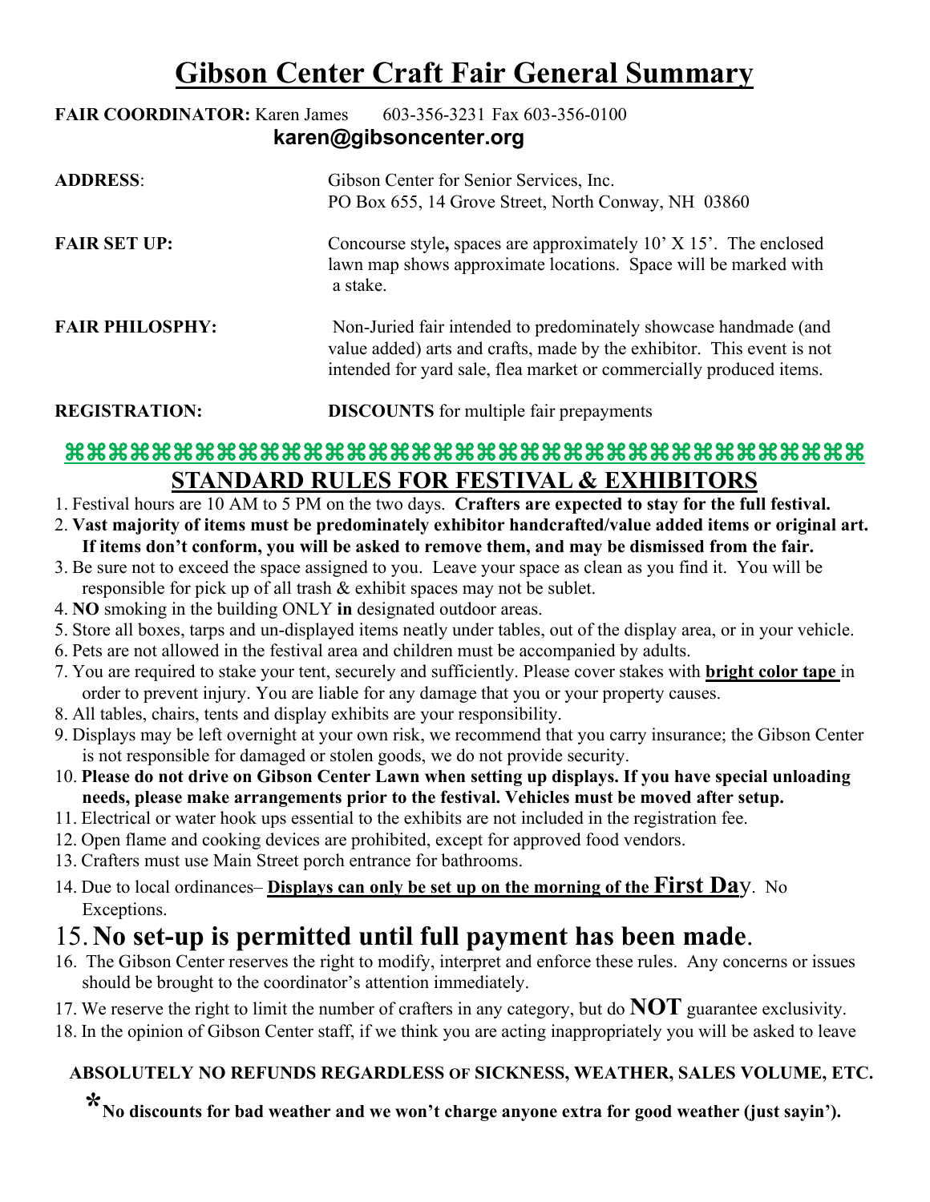# Gibson Center Craft Fair General Summary

**FAIR COORDINATOR:** Karen James 603-356-3231 Fax 603-356-0100
**karen@gibsoncenter.org**

**ADDRESS**: Gibson Center for Senior Services, Inc.
PO Box 655, 14 Grove Street, North Conway, NH 03860

**FAIR SET UP:** Concourse style**,** spaces are approximately 10' X 15'. The enclosed lawn map shows approximate locations. Space will be marked with a stake.

**FAIR PHILOSPHY:** Non-Juried fair intended to predominately showcase handmade (and value added) arts and crafts, made by the exhibitor. This event is not intended for yard sale, flea market or commercially produced items.

**REGISTRATION:** **DISCOUNTS** for multiple fair prepayments

⌘⌘⌘⌘⌘⌘⌘⌘⌘⌘⌘⌘⌘⌘⌘⌘⌘⌘⌘⌘⌘⌘⌘⌘⌘⌘⌘⌘⌘⌘⌘⌘⌘⌘⌘⌘⌘⌘⌘⌘⌘⌘⌘⌘

## STANDARD RULES FOR FESTIVAL & EXHIBITORS

1. Festival hours are 10 AM to 5 PM on the two days. **Crafters are expected to stay for the full festival.**
2. **Vast majority of items must be predominately exhibitor handcrafted/value added items or original art. If items don't conform, you will be asked to remove them, and may be dismissed from the fair.**
3. Be sure not to exceed the space assigned to you. Leave your space as clean as you find it. You will be responsible for pick up of all trash & exhibit spaces may not be sublet.
4. **NO** smoking in the building ONLY **in** designated outdoor areas.
5. Store all boxes, tarps and un-displayed items neatly under tables, out of the display area, or in your vehicle.
6. Pets are not allowed in the festival area and children must be accompanied by adults.
7. You are required to stake your tent, securely and sufficiently. Please cover stakes with **bright color tape** in order to prevent injury. You are liable for any damage that you or your property causes.
8. All tables, chairs, tents and display exhibits are your responsibility.
9. Displays may be left overnight at your own risk, we recommend that you carry insurance; the Gibson Center is not responsible for damaged or stolen goods, we do not provide security.
10. **Please do not drive on Gibson Center Lawn when setting up displays. If you have special unloading needs, please make arrangements prior to the festival. Vehicles must be moved after setup.**
11. Electrical or water hook ups essential to the exhibits are not included in the registration fee.
12. Open flame and cooking devices are prohibited, except for approved food vendors.
13. Crafters must use Main Street porch entrance for bathrooms.
14. Due to local ordinances– **Displays can only be set up on the morning of the First Da**y. No Exceptions.
15. **No set-up is permitted until full payment has been made**.
16. The Gibson Center reserves the right to modify, interpret and enforce these rules. Any concerns or issues should be brought to the coordinator's attention immediately.
17. We reserve the right to limit the number of crafters in any category, but do **NOT** guarantee exclusivity.
18. In the opinion of Gibson Center staff, if we think you are acting inappropriately you will be asked to leave

**ABSOLUTELY NO REFUNDS REGARDLESS OF SICKNESS, WEATHER, SALES VOLUME, ETC.**

**\*No discounts for bad weather and we won't charge anyone extra for good weather (just sayin').**